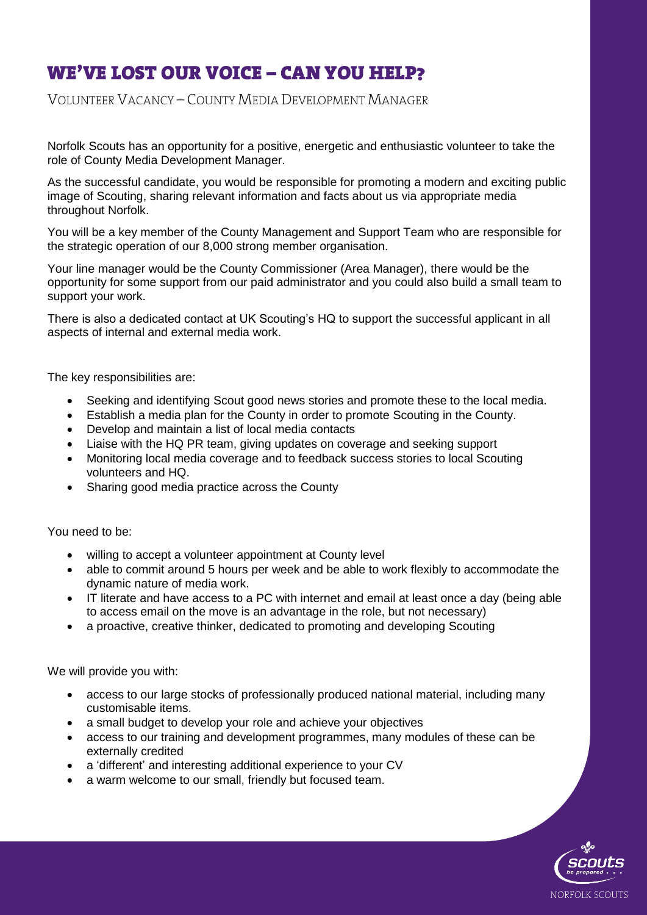# WE'VE LOST OUR VOICE – CAN YOU HELP?

## VOLUNTEER VACANCY – COUNTY MEDIA DEVELOPMENT MANAGER

Norfolk Scouts has an opportunity for a positive, energetic and enthusiastic volunteer to take the role of County Media Development Manager.

As the successful candidate, you would be responsible for promoting a modern and exciting public image of Scouting, sharing relevant information and facts about us via appropriate media throughout Norfolk.

You will be a key member of the County Management and Support Team who are responsible for the strategic operation of our 8,000 strong member organisation.

Your line manager would be the County Commissioner (Area Manager), there would be the opportunity for some support from our paid administrator and you could also build a small team to support your work.

There is also a dedicated contact at UK Scouting's HQ to support the successful applicant in all aspects of internal and external media work.

The key responsibilities are:

- Seeking and identifying Scout good news stories and promote these to the local media.
- Establish a media plan for the County in order to promote Scouting in the County.
- Develop and maintain a list of local media contacts
- Liaise with the HQ PR team, giving updates on coverage and seeking support
- Monitoring local media coverage and to feedback success stories to local Scouting volunteers and HQ.
- Sharing good media practice across the County

You need to be:

- willing to accept a volunteer appointment at County level
- able to commit around 5 hours per week and be able to work flexibly to accommodate the dynamic nature of media work.
- IT literate and have access to a PC with internet and email at least once a day (being able to access email on the move is an advantage in the role, but not necessary)
- a proactive, creative thinker, dedicated to promoting and developing Scouting

We will provide you with:

- access to our large stocks of professionally produced national material, including many customisable items.
- a small budget to develop your role and achieve your objectives
- access to our training and development programmes, many modules of these can be externally credited
- a 'different' and interesting additional experience to your CV
- a warm welcome to our small, friendly but focused team.

NORFOLK SCOUTS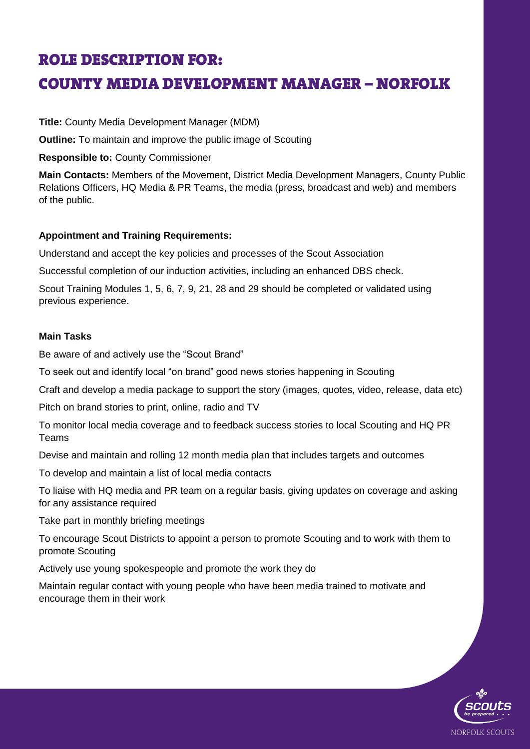# ROLE DESCRIPTION FOR:
# COUNTY MEDIA DEVELOPMENT MANAGER – NORFOLK

**Title:** County Media Development Manager (MDM)

**Outline:** To maintain and improve the public image of Scouting

**Responsible to:** County Commissioner

**Main Contacts:** Members of the Movement, District Media Development Managers, County Public Relations Officers, HQ Media & PR Teams, the media (press, broadcast and web) and members of the public.

**Appointment and Training Requirements:**

Understand and accept the key policies and processes of the Scout Association

Successful completion of our induction activities, including an enhanced DBS check.

Scout Training Modules 1, 5, 6, 7, 9, 21, 28 and 29 should be completed or validated using previous experience.

**Main Tasks**

Be aware of and actively use the "Scout Brand"

To seek out and identify local "on brand" good news stories happening in Scouting

Craft and develop a media package to support the story (images, quotes, video, release, data etc)

Pitch on brand stories to print, online, radio and TV

To monitor local media coverage and to feedback success stories to local Scouting and HQ PR Teams

Devise and maintain and rolling 12 month media plan that includes targets and outcomes

To develop and maintain a list of local media contacts

To liaise with HQ media and PR team on a regular basis, giving updates on coverage and asking for any assistance required

Take part in monthly briefing meetings

To encourage Scout Districts to appoint a person to promote Scouting and to work with them to promote Scouting

Actively use young spokespeople and promote the work they do

Maintain regular contact with young people who have been media trained to motivate and encourage them in their work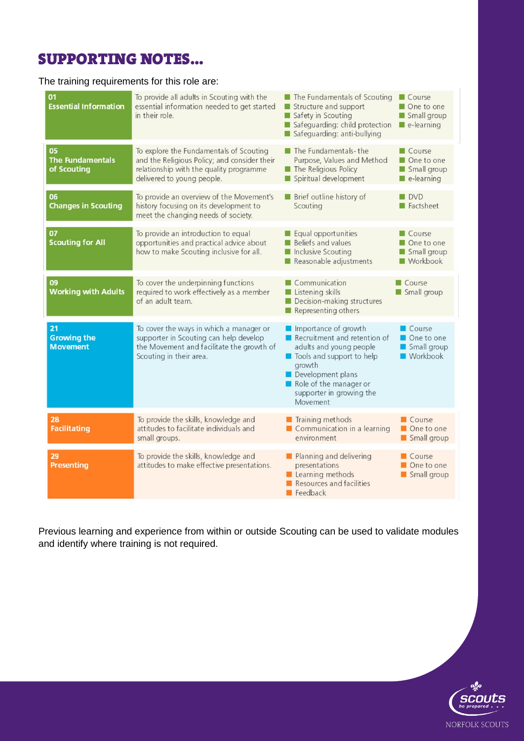# SUPPORTING NOTES...

The training requirements for this role are:

| | | | |
|---|---|---|---|
| **01 Essential Information** | To provide all adults in Scouting with the essential information needed to get started in their role. | The Fundamentals of Scouting<br>Structure and support<br>Safety in Scouting<br>Safeguarding: child protection<br>Safeguarding: anti-bullying | Course<br>One to one<br>Small group<br>e-learning |
| **05 The Fundamentals of Scouting** | To explore the Fundamentals of Scouting and the Religious Policy; and consider their relationship with the quality programme delivered to young people. | The Fundamentals- the Purpose, Values and Method<br>The Religious Policy<br>Spiritual development | Course<br>One to one<br>Small group<br>e-learning |
| **06 Changes in Scouting** | To provide an overview of the Movement's history focusing on its development to meet the changing needs of society. | Brief outline history of Scouting | DVD<br>Factsheet |
| **07 Scouting for All** | To provide an introduction to equal opportunities and practical advice about how to make Scouting inclusive for all. | Equal opportunities<br>Beliefs and values<br>Inclusive Scouting<br>Reasonable adjustments | Course<br>One to one<br>Small group<br>Workbook |
| **09 Working with Adults** | To cover the underpinning functions required to work effectively as a member of an adult team. | Communication<br>Listening skills<br>Decision-making structures<br>Representing others | Course<br>Small group |
| **21 Growing the Movement** | To cover the ways in which a manager or supporter in Scouting can help develop the Movement and facilitate the growth of Scouting in their area. | Importance of growth<br>Recruitment and retention of adults and young people<br>Tools and support to help growth<br>Development plans<br>Role of the manager or supporter in growing the Movement | Course<br>One to one<br>Small group<br>Workbook |
| **28 Facilitating** | To provide the skills, knowledge and attitudes to facilitate individuals and small groups. | Training methods<br>Communication in a learning environment | Course<br>One to one<br>Small group |
| **29 Presenting** | To provide the skills, knowledge and attitudes to make effective presentations. | Planning and delivering presentations<br>Learning methods<br>Resources and facilities<br>Feedback | Course<br>One to one<br>Small group |

Previous learning and experience from within or outside Scouting can be used to validate modules and identify where training is not required.